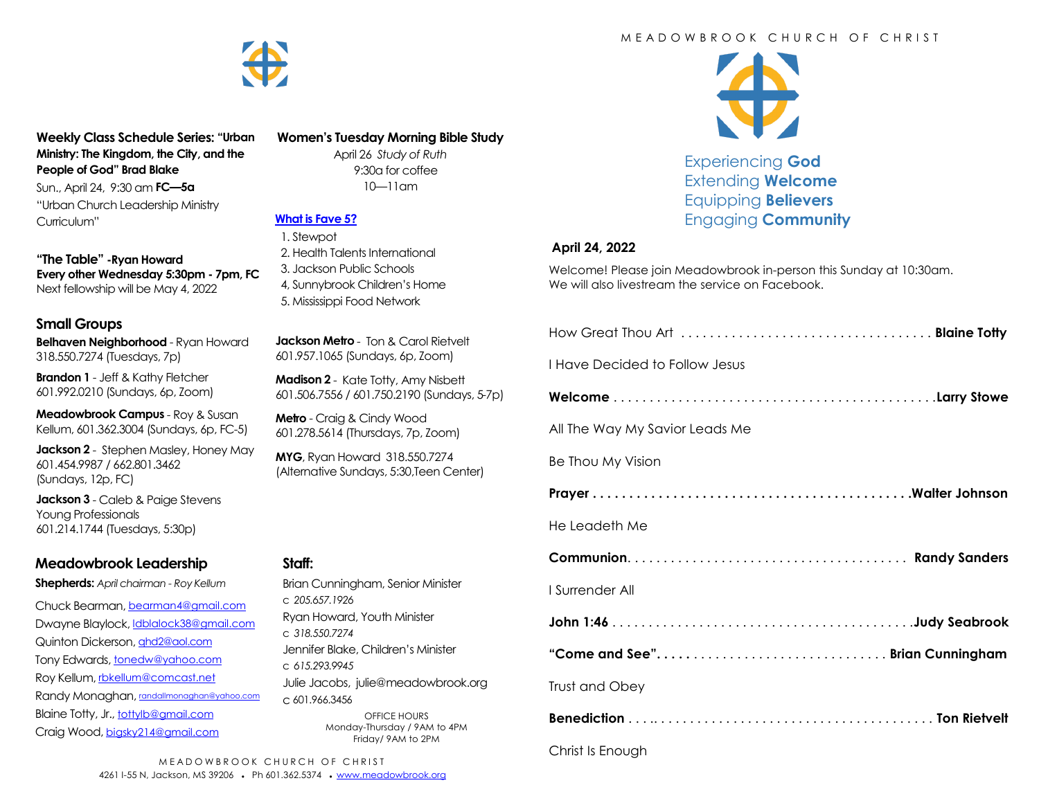**Weekly Class Schedule Series: "Urban Ministry: The Kingdom, the City, and the People of God" Brad Blake**

Sun., April 24, 9:30 am **FC—5a**
"Urban Church Leadership Ministry Curriculum"

**"The Table" -Ryan Howard**
**Every other Wednesday 5:30pm - 7pm, FC**
Next fellowship will be May 4, 2022

## Small Groups

**Belhaven Neighborhood** - Ryan Howard 318.550.7274 (Tuesdays, 7p)

**Brandon 1** - Jeff & Kathy Fletcher 601.992.0210 (Sundays, 6p, Zoom)

**Meadowbrook Campus** - Roy & Susan Kellum, 601.362.3004 (Sundays, 6p, FC-5)

**Jackson 2** - Stephen Masley, Honey May 601.454.9987 / 662.801.3462 (Sundays, 12p, FC)

**Jackson 3** - Caleb & Paige Stevens Young Professionals 601.214.1744 (Tuesdays, 5:30p)

**Jackson Metro** - Ton & Carol Rietvelt 601.957.1065 (Sundays, 6p, Zoom)

**Madison 2** - Kate Totty, Amy Nisbett 601.506.7556 / 601.750.2190 (Sundays, 5-7p)

**Metro** - Craig & Cindy Wood 601.278.5614 (Thursdays, 7p, Zoom)

**MYG**, Ryan Howard 318.550.7274 (Alternative Sundays, 5:30,Teen Center)

**Women's Tuesday Morning Bible Study**

April 26 *Study of Ruth*
9:30a for coffee
10—11am

**What is Fave 5?**

1. Stewpot
2. Health Talents International
3. Jackson Public Schools
4, Sunnybrook Children's Home
5. Mississippi Food Network

## Meadowbrook Leadership

**Shepherds:** *April chairman - Roy Kellum*

Chuck Bearman, bearman4@gmail.com
Dwayne Blaylock, ldblalock38@gmail.com
Quinton Dickerson, qhd2@aol.com
Tony Edwards, tonedw@yahoo.com
Roy Kellum, rbkellum@comcast.net
Randy Monaghan, randallmonaghan@yahoo.com
Blaine Totty, Jr., tottylb@gmail.com
Craig Wood, bigsky214@gmail.com

## Staff:

Brian Cunningham, Senior Minister
c *205.657.1926*
Ryan Howard, Youth Minister
c *318.550.7274*
Jennifer Blake, Children's Minister
c *615.293.9945*
Julie Jacobs, julie@meadowbrook.org
c 601.966.3456

OFFICE HOURS
Monday-Thursday / 9AM to 4PM
Friday/ 9AM to 2PM

MEADOWBROOK CHURCH OF CHRIST
4261 I-55 N, Jackson, MS 39206 • Ph 601.362.5374 • www.meadowbrook.org

# MEADOWBROOK CHURCH OF CHRIST

Experiencing **God**
Extending **Welcome**
Equipping **Believers**
Engaging **Community**

**April 24, 2022**

Welcome! Please join Meadowbrook in-person this Sunday at 10:30am.
We will also livestream the service on Facebook.

How Great Thou Art . . . . . . . . . . . . . . . . . . . . . . . . . . . . . . . . . . . **Blaine Totty**

I Have Decided to Follow Jesus

**Welcome . . . . . . . . . . . . . . . . . . . . . . . . . . . . . . . . . . . . . . . . . . . . .Larry Stowe**

All The Way My Savior Leads Me

Be Thou My Vision

**Prayer . . . . . . . . . . . . . . . . . . . . . . . . . . . . . . . . . . . . . . . . . . .Walter Johnson**

He Leadeth Me

**Communion**. . . . . . . . . . . . . . . . . . . . . . . . . . . . . . . . . . . . . . . **Randy Sanders**

I Surrender All

**John 1:46 . . . . . . . . . . . . . . . . . . . . . . . . . . . . . . . . . . . . . . . . . .Judy Seabrook**

**"Come and See". . . . . . . . . . . . . . . . . . . . . . . . . . . . . . . . Brian Cunningham**

Trust and Obey

**Benediction . . . .. . . . . . . . . . . . . . . . . . . . . . . . . . . . . . . . . . . . . Ton Rietvelt**

Christ Is Enough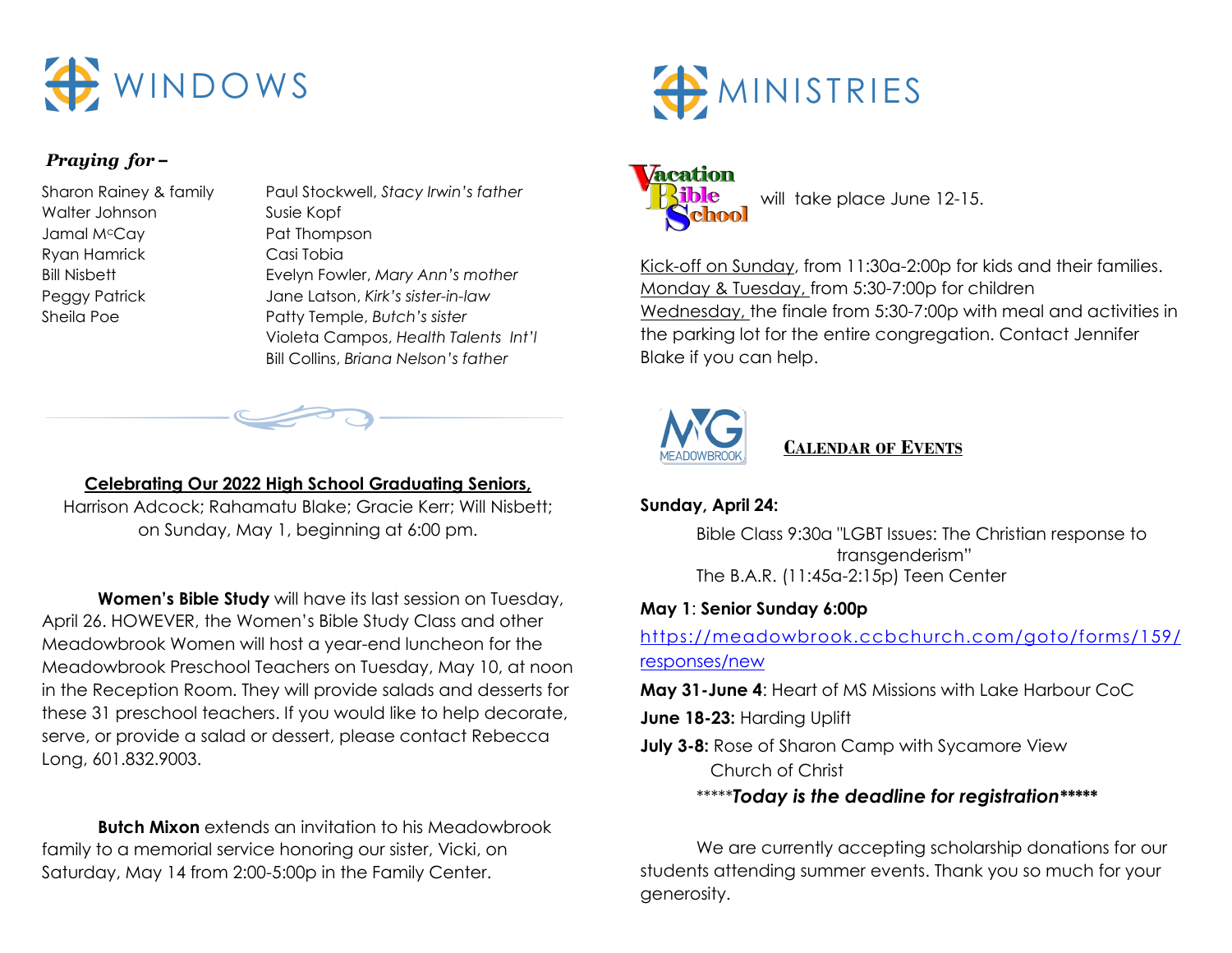# WINDOWS

***Praying for –***

Sharon Rainey & family
Walter Johnson
Jamal McCay
Ryan Hamrick
Bill Nisbett
Peggy Patrick
Sheila Poe
Paul Stockwell, *Stacy Irwin's father*
Susie Kopf
Pat Thompson
Casi Tobia
Evelyn Fowler, *Mary Ann's mother*
Jane Latson, *Kirk's sister-in-law*
Patty Temple, *Butch's sister*
Violeta Campos, *Health Talents Int'l*
Bill Collins, *Briana Nelson's father*

**Celebrating Our 2022 High School Graduating Seniors,**
Harrison Adcock; Rahamatu Blake; Gracie Kerr; Will Nisbett; on Sunday, May 1, beginning at 6:00 pm.

**Women's Bible Study** will have its last session on Tuesday, April 26. HOWEVER, the Women's Bible Study Class and other Meadowbrook Women will host a year-end luncheon for the Meadowbrook Preschool Teachers on Tuesday, May 10, at noon in the Reception Room. They will provide salads and desserts for these 31 preschool teachers. If you would like to help decorate, serve, or provide a salad or dessert, please contact Rebecca Long, 601.832.9003.

**Butch Mixon** extends an invitation to his Meadowbrook family to a memorial service honoring our sister, Vicki, on Saturday, May 14 from 2:00-5:00p in the Family Center.

# MINISTRIES

Vacation Bible School will take place June 12-15.

Kick-off on Sunday, from 11:30a-2:00p for kids and their families.
Monday & Tuesday, from 5:30-7:00p for children
Wednesday, the finale from 5:30-7:00p with meal and activities in the parking lot for the entire congregation. Contact Jennifer Blake if you can help.

## CALENDAR OF EVENTS

**Sunday, April 24:**
Bible Class 9:30a "LGBT Issues: The Christian response to transgenderism"
The B.A.R. (11:45a-2:15p) Teen Center

**May 1**: **Senior Sunday 6:00p**
https://meadowbrook.ccbchurch.com/goto/forms/159/responses/new

**May 31-June 4**: Heart of MS Missions with Lake Harbour CoC

**June 18-23:** Harding Uplift

**July 3-8:** Rose of Sharon Camp with Sycamore View Church of Christ
*****_**Today is the deadline for registration**_*****

We are currently accepting scholarship donations for our students attending summer events. Thank you so much for your generosity.